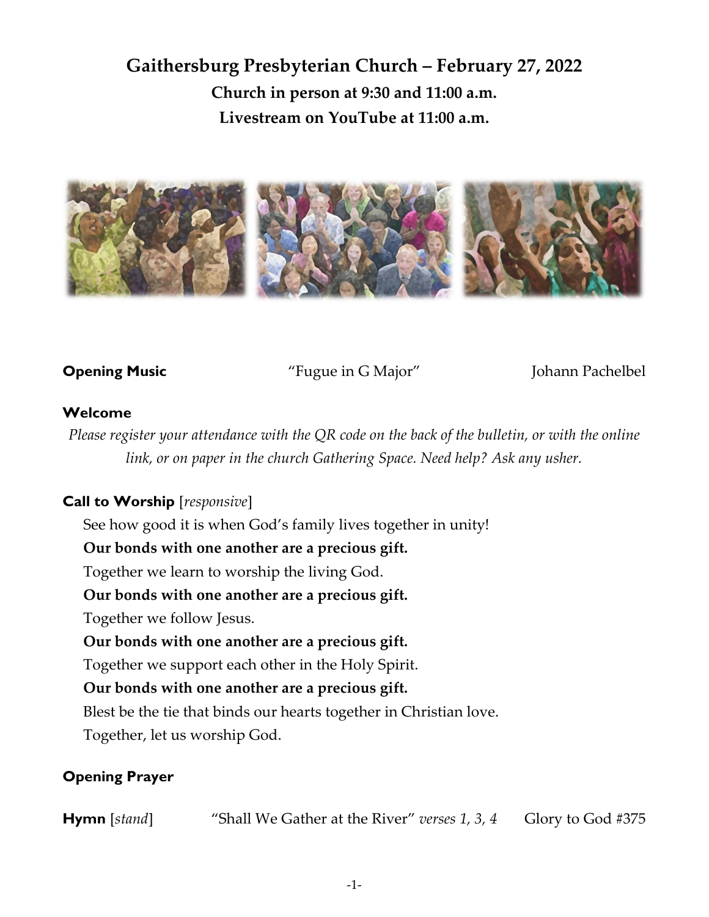# Gaithersburg Presbyterian Church – February 27, 2022

## Church in person at 9:30 and 11:00 a.m.

## Livestream on YouTube at 11:00 a.m.

**Opening Music** “Fugue in G Major” Johann Pachelbel

**Welcome**

*Please register your attendance with the QR code on the back of the bulletin, or with the online link, or on paper in the church Gathering Space. Need help? Ask any usher.*

**Call to Worship** [*responsive*]

See how good it is when God’s family lives together in unity!

**Our bonds with one another are a precious gift.**

Together we learn to worship the living God.

**Our bonds with one another are a precious gift.**

Together we follow Jesus.

**Our bonds with one another are a precious gift.**

Together we support each other in the Holy Spirit.

**Our bonds with one another are a precious gift.**

Blest be the tie that binds our hearts together in Christian love.

Together, let us worship God.

**Opening Prayer**

**Hymn** [*stand*] “Shall We Gather at the River” *verses 1, 3, 4* Glory to God #375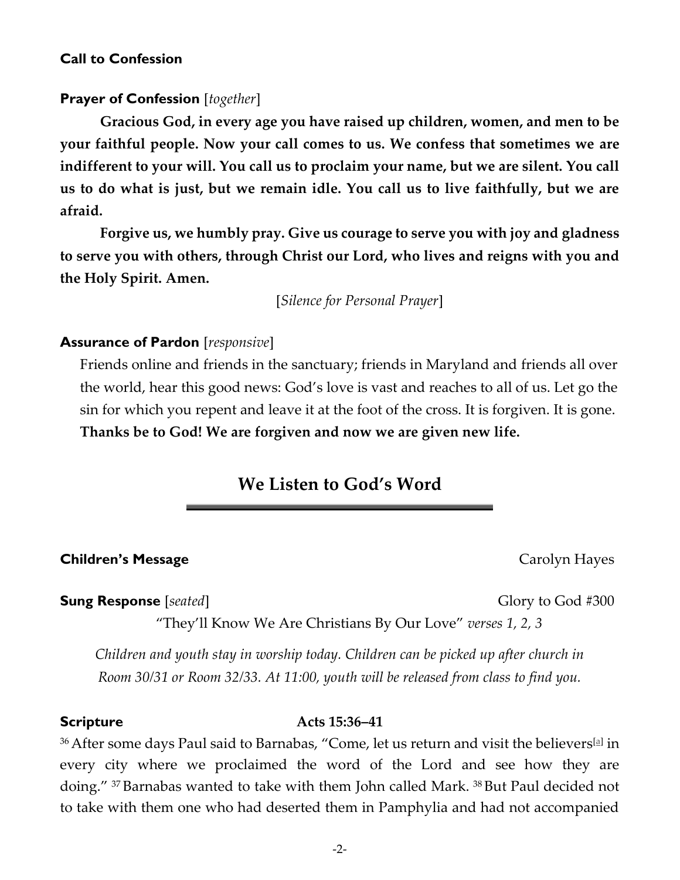**Call to Confession**

**Prayer of Confession** [*together*]

**Gracious God, in every age you have raised up children, women, and men to be your faithful people. Now your call comes to us. We confess that sometimes we are indifferent to your will. You call us to proclaim your name, but we are silent. You call us to do what is just, but we remain idle. You call us to live faithfully, but we are afraid.**

**Forgive us, we humbly pray. Give us courage to serve you with joy and gladness to serve you with others, through Christ our Lord, who lives and reigns with you and the Holy Spirit. Amen.**

[*Silence for Personal Prayer*]

**Assurance of Pardon** [*responsive*]

Friends online and friends in the sanctuary; friends in Maryland and friends all over the world, hear this good news: God's love is vast and reaches to all of us. Let go the sin for which you repent and leave it at the foot of the cross. It is forgiven. It is gone.
**Thanks be to God! We are forgiven and now we are given new life.**

## We Listen to God's Word

**Children's Message** Carolyn Hayes

**Sung Response** [*seated*] Glory to God #300

"They'll Know We Are Christians By Our Love" *verses 1, 2, 3*

*Children and youth stay in worship today. Children can be picked up after church in Room 30/31 or Room 32/33. At 11:00, youth will be released from class to find you.*

**Scripture** **Acts 15:36–41**

36 After some days Paul said to Barnabas, "Come, let us return and visit the believers[a] in every city where we proclaimed the word of the Lord and see how they are doing." 37 Barnabas wanted to take with them John called Mark. 38 But Paul decided not to take with them one who had deserted them in Pamphylia and had not accompanied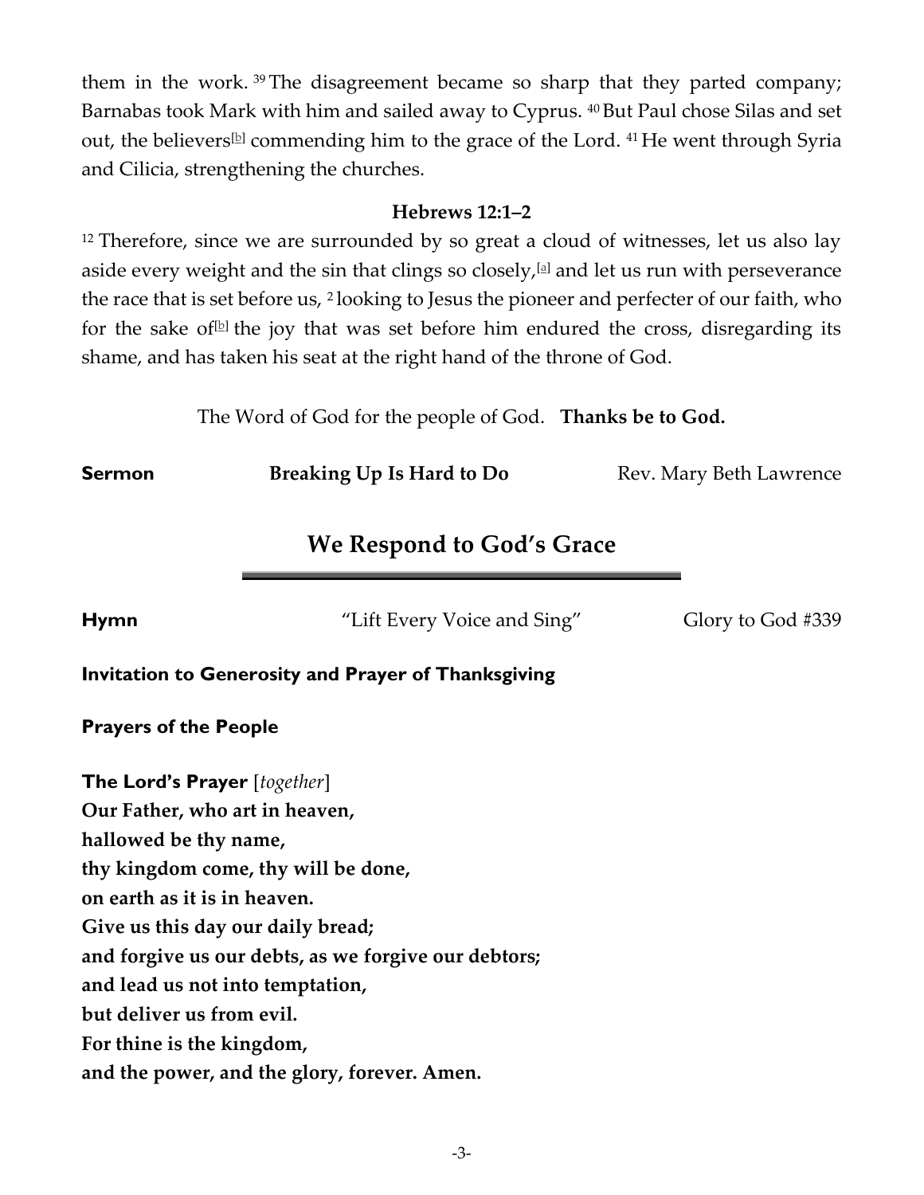them in the work. [39] The disagreement became so sharp that they parted company; Barnabas took Mark with him and sailed away to Cyprus. [40] But Paul chose Silas and set out, the believers[b] commending him to the grace of the Lord. [41] He went through Syria and Cilicia, strengthening the churches.

**Hebrews 12:1–2**

[12] Therefore, since we are surrounded by so great a cloud of witnesses, let us also lay aside every weight and the sin that clings so closely,[a] and let us run with perseverance the race that is set before us, [2] looking to Jesus the pioneer and perfecter of our faith, who for the sake of[b] the joy that was set before him endured the cross, disregarding its shame, and has taken his seat at the right hand of the throne of God.

The Word of God for the people of God. **Thanks be to God.**

**Sermon** **Breaking Up Is Hard to Do** Rev. Mary Beth Lawrence

## We Respond to God's Grace

**Hymn** "Lift Every Voice and Sing" Glory to God #339

**Invitation to Generosity and Prayer of Thanksgiving**

**Prayers of the People**

**The Lord's Prayer** [*together*]
**Our Father, who art in heaven,**
**hallowed be thy name,**
**thy kingdom come, thy will be done,**
**on earth as it is in heaven.**
**Give us this day our daily bread;**
**and forgive us our debts, as we forgive our debtors;**
**and lead us not into temptation,**
**but deliver us from evil.**
**For thine is the kingdom,**
**and the power, and the glory, forever. Amen.**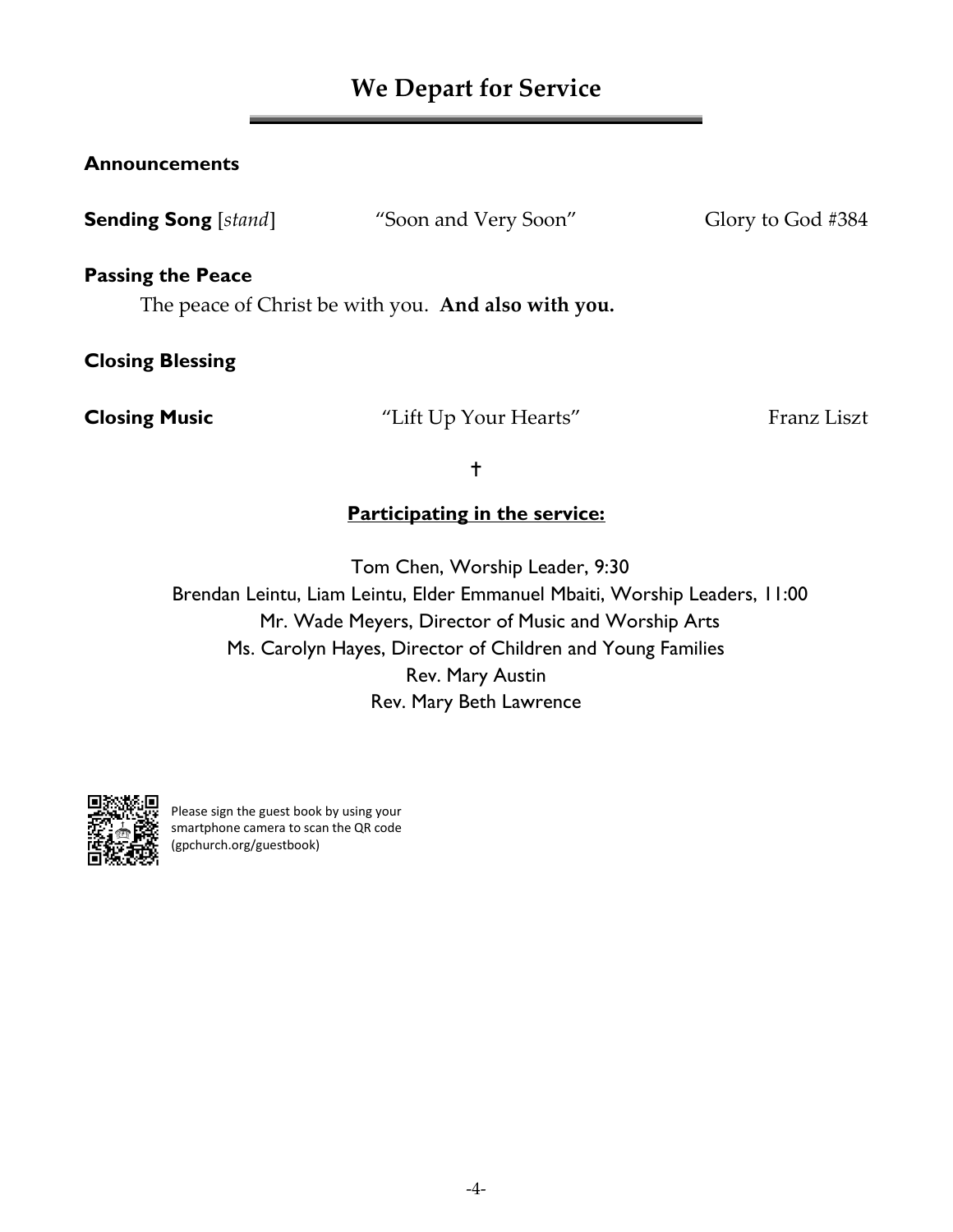## We Depart for Service

**Announcements**

**Sending Song** [*stand*] “Soon and Very Soon” Glory to God #384

**Passing the Peace**

The peace of Christ be with you. **And also with you.**

**Closing Blessing**

**Closing Music** “Lift Up Your Hearts” Franz Liszt

†

**Participating in the service:**

Tom Chen, Worship Leader, 9:30
Brendan Leintu, Liam Leintu, Elder Emmanuel Mbaiti, Worship Leaders, 11:00
Mr. Wade Meyers, Director of Music and Worship Arts
Ms. Carolyn Hayes, Director of Children and Young Families
Rev. Mary Austin
Rev. Mary Beth Lawrence

Please sign the guest book by using your smartphone camera to scan the QR code (gpchurch.org/guestbook)